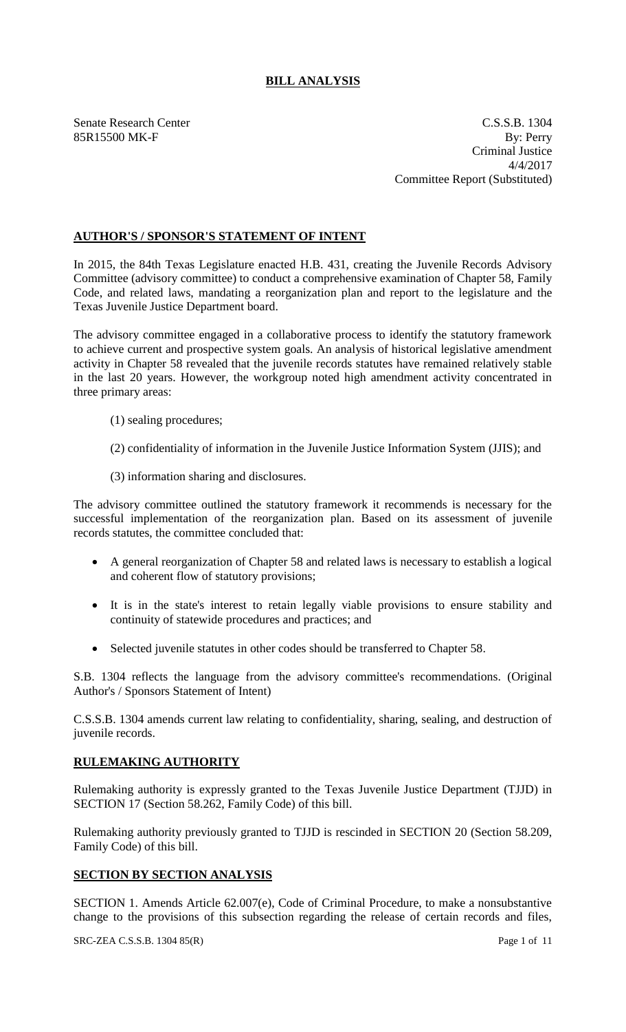# BILL ANALYSIS

Senate Research Center
85R15500 MK-F

C.S.S.B. 1304
By: Perry
Criminal Justice
4/4/2017
Committee Report (Substituted)

## AUTHOR'S / SPONSOR'S STATEMENT OF INTENT

In 2015, the 84th Texas Legislature enacted H.B. 431, creating the Juvenile Records Advisory Committee (advisory committee) to conduct a comprehensive examination of Chapter 58, Family Code, and related laws, mandating a reorganization plan and report to the legislature and the Texas Juvenile Justice Department board.

The advisory committee engaged in a collaborative process to identify the statutory framework to achieve current and prospective system goals. An analysis of historical legislative amendment activity in Chapter 58 revealed that the juvenile records statutes have remained relatively stable in the last 20 years. However, the workgroup noted high amendment activity concentrated in three primary areas:

(1) sealing procedures;

(2) confidentiality of information in the Juvenile Justice Information System (JJIS); and

(3) information sharing and disclosures.

The advisory committee outlined the statutory framework it recommends is necessary for the successful implementation of the reorganization plan. Based on its assessment of juvenile records statutes, the committee concluded that:

- A general reorganization of Chapter 58 and related laws is necessary to establish a logical and coherent flow of statutory provisions;
- It is in the state's interest to retain legally viable provisions to ensure stability and continuity of statewide procedures and practices; and
- Selected juvenile statutes in other codes should be transferred to Chapter 58.

S.B. 1304 reflects the language from the advisory committee's recommendations. (Original Author's / Sponsors Statement of Intent)

C.S.S.B. 1304 amends current law relating to confidentiality, sharing, sealing, and destruction of juvenile records.

## RULEMAKING AUTHORITY

Rulemaking authority is expressly granted to the Texas Juvenile Justice Department (TJJD) in SECTION 17 (Section 58.262, Family Code) of this bill.

Rulemaking authority previously granted to TJJD is rescinded in SECTION 20 (Section 58.209, Family Code) of this bill.

## SECTION BY SECTION ANALYSIS

SECTION 1. Amends Article 62.007(e), Code of Criminal Procedure, to make a nonsubstantive change to the provisions of this subsection regarding the release of certain records and files,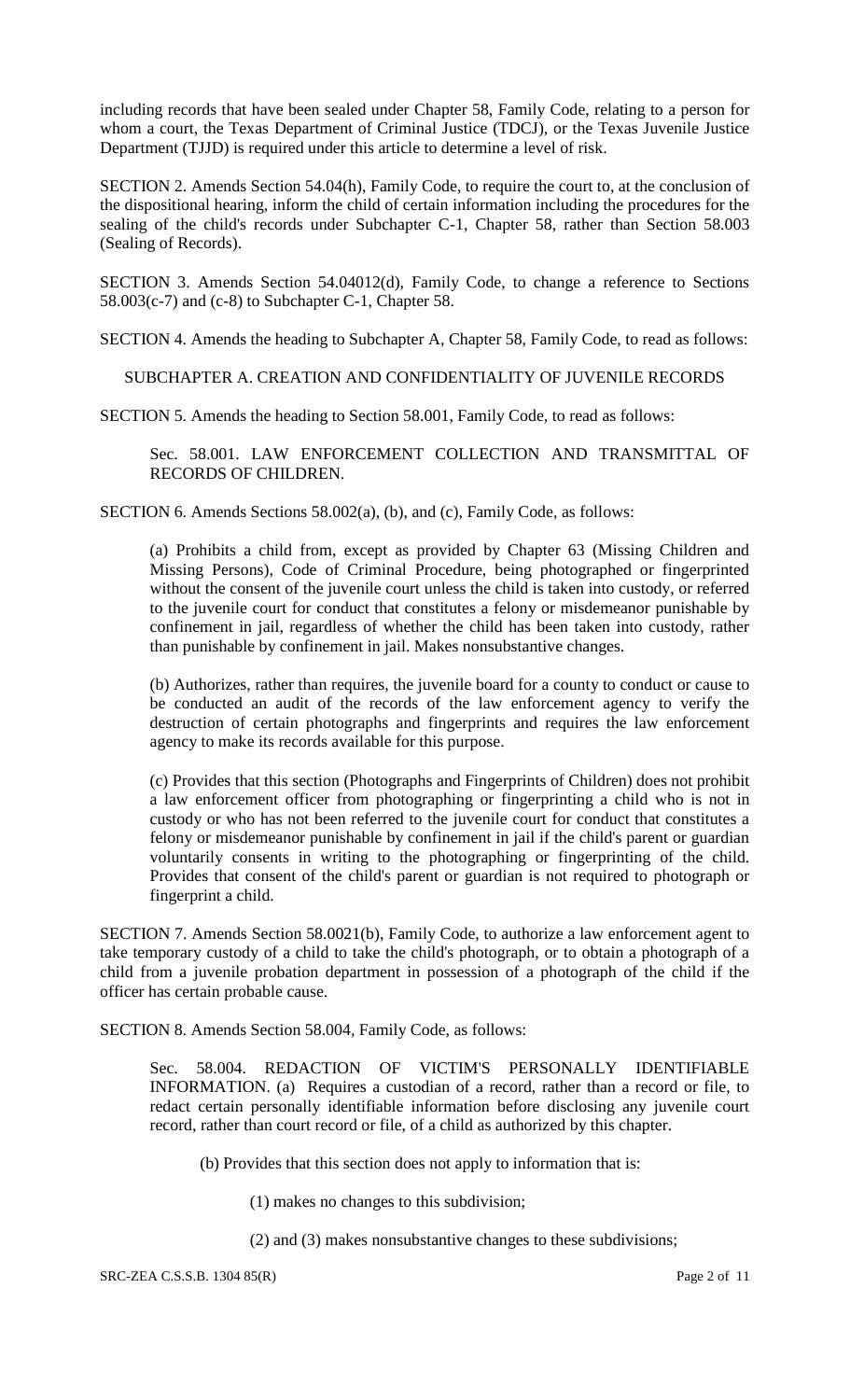including records that have been sealed under Chapter 58, Family Code, relating to a person for whom a court, the Texas Department of Criminal Justice (TDCJ), or the Texas Juvenile Justice Department (TJJD) is required under this article to determine a level of risk.

SECTION 2. Amends Section 54.04(h), Family Code, to require the court to, at the conclusion of the dispositional hearing, inform the child of certain information including the procedures for the sealing of the child's records under Subchapter C-1, Chapter 58, rather than Section 58.003 (Sealing of Records).

SECTION 3. Amends Section 54.04012(d), Family Code, to change a reference to Sections 58.003(c-7) and (c-8) to Subchapter C-1, Chapter 58.

SECTION 4. Amends the heading to Subchapter A, Chapter 58, Family Code, to read as follows:

SUBCHAPTER A. CREATION AND CONFIDENTIALITY OF JUVENILE RECORDS

SECTION 5. Amends the heading to Section 58.001, Family Code, to read as follows:

Sec. 58.001. LAW ENFORCEMENT COLLECTION AND TRANSMITTAL OF RECORDS OF CHILDREN.

SECTION 6. Amends Sections 58.002(a), (b), and (c), Family Code, as follows:

(a) Prohibits a child from, except as provided by Chapter 63 (Missing Children and Missing Persons), Code of Criminal Procedure, being photographed or fingerprinted without the consent of the juvenile court unless the child is taken into custody, or referred to the juvenile court for conduct that constitutes a felony or misdemeanor punishable by confinement in jail, regardless of whether the child has been taken into custody, rather than punishable by confinement in jail. Makes nonsubstantive changes.

(b) Authorizes, rather than requires, the juvenile board for a county to conduct or cause to be conducted an audit of the records of the law enforcement agency to verify the destruction of certain photographs and fingerprints and requires the law enforcement agency to make its records available for this purpose.

(c) Provides that this section (Photographs and Fingerprints of Children) does not prohibit a law enforcement officer from photographing or fingerprinting a child who is not in custody or who has not been referred to the juvenile court for conduct that constitutes a felony or misdemeanor punishable by confinement in jail if the child's parent or guardian voluntarily consents in writing to the photographing or fingerprinting of the child. Provides that consent of the child's parent or guardian is not required to photograph or fingerprint a child.

SECTION 7. Amends Section 58.0021(b), Family Code, to authorize a law enforcement agent to take temporary custody of a child to take the child's photograph, or to obtain a photograph of a child from a juvenile probation department in possession of a photograph of the child if the officer has certain probable cause.

SECTION 8. Amends Section 58.004, Family Code, as follows:

Sec. 58.004. REDACTION OF VICTIM'S PERSONALLY IDENTIFIABLE INFORMATION. (a) Requires a custodian of a record, rather than a record or file, to redact certain personally identifiable information before disclosing any juvenile court record, rather than court record or file, of a child as authorized by this chapter.

(b) Provides that this section does not apply to information that is:

(1) makes no changes to this subdivision;

(2) and (3) makes nonsubstantive changes to these subdivisions;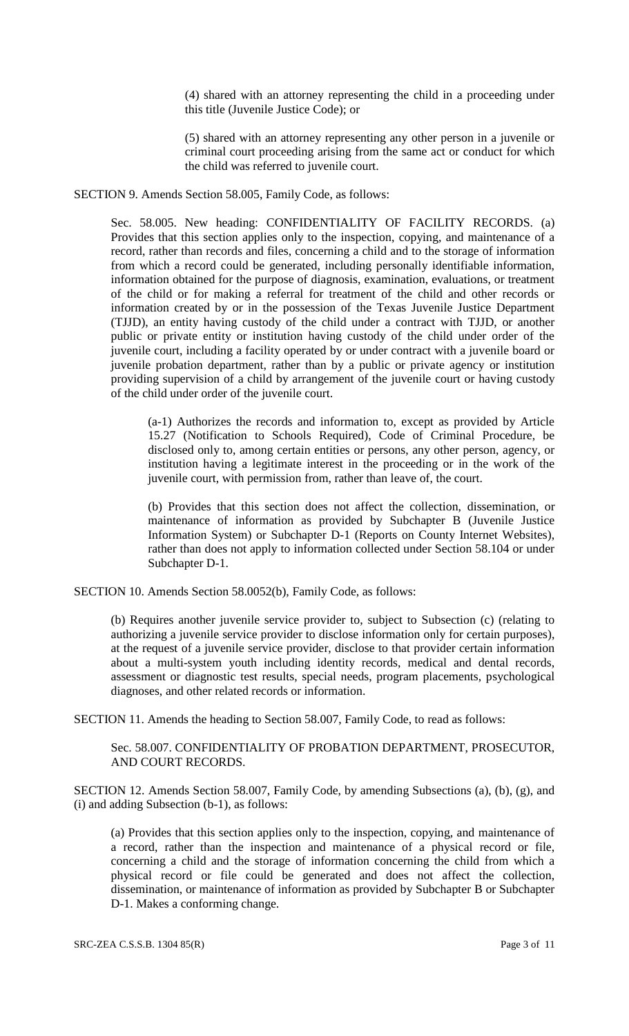(4) shared with an attorney representing the child in a proceeding under this title (Juvenile Justice Code); or

(5) shared with an attorney representing any other person in a juvenile or criminal court proceeding arising from the same act or conduct for which the child was referred to juvenile court.

SECTION 9. Amends Section 58.005, Family Code, as follows:

Sec. 58.005. New heading: CONFIDENTIALITY OF FACILITY RECORDS. (a) Provides that this section applies only to the inspection, copying, and maintenance of a record, rather than records and files, concerning a child and to the storage of information from which a record could be generated, including personally identifiable information, information obtained for the purpose of diagnosis, examination, evaluations, or treatment of the child or for making a referral for treatment of the child and other records or information created by or in the possession of the Texas Juvenile Justice Department (TJJD), an entity having custody of the child under a contract with TJJD, or another public or private entity or institution having custody of the child under order of the juvenile court, including a facility operated by or under contract with a juvenile board or juvenile probation department, rather than by a public or private agency or institution providing supervision of a child by arrangement of the juvenile court or having custody of the child under order of the juvenile court.

(a-1) Authorizes the records and information to, except as provided by Article 15.27 (Notification to Schools Required), Code of Criminal Procedure, be disclosed only to, among certain entities or persons, any other person, agency, or institution having a legitimate interest in the proceeding or in the work of the juvenile court, with permission from, rather than leave of, the court.

(b) Provides that this section does not affect the collection, dissemination, or maintenance of information as provided by Subchapter B (Juvenile Justice Information System) or Subchapter D-1 (Reports on County Internet Websites), rather than does not apply to information collected under Section 58.104 or under Subchapter D-1.

SECTION 10. Amends Section 58.0052(b), Family Code, as follows:

(b) Requires another juvenile service provider to, subject to Subsection (c) (relating to authorizing a juvenile service provider to disclose information only for certain purposes), at the request of a juvenile service provider, disclose to that provider certain information about a multi-system youth including identity records, medical and dental records, assessment or diagnostic test results, special needs, program placements, psychological diagnoses, and other related records or information.

SECTION 11. Amends the heading to Section 58.007, Family Code, to read as follows:

Sec. 58.007. CONFIDENTIALITY OF PROBATION DEPARTMENT, PROSECUTOR, AND COURT RECORDS.

SECTION 12. Amends Section 58.007, Family Code, by amending Subsections (a), (b), (g), and (i) and adding Subsection (b-1), as follows:

(a) Provides that this section applies only to the inspection, copying, and maintenance of a record, rather than the inspection and maintenance of a physical record or file, concerning a child and the storage of information concerning the child from which a physical record or file could be generated and does not affect the collection, dissemination, or maintenance of information as provided by Subchapter B or Subchapter D-1. Makes a conforming change.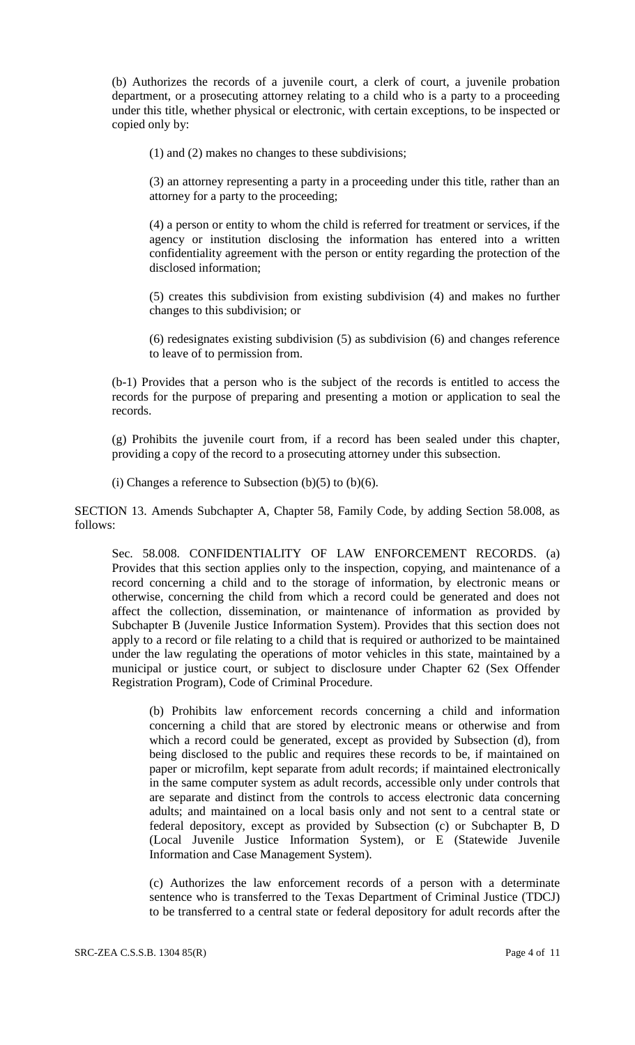(b) Authorizes the records of a juvenile court, a clerk of court, a juvenile probation department, or a prosecuting attorney relating to a child who is a party to a proceeding under this title, whether physical or electronic, with certain exceptions, to be inspected or copied only by:

(1) and (2) makes no changes to these subdivisions;

(3) an attorney representing a party in a proceeding under this title, rather than an attorney for a party to the proceeding;

(4) a person or entity to whom the child is referred for treatment or services, if the agency or institution disclosing the information has entered into a written confidentiality agreement with the person or entity regarding the protection of the disclosed information;

(5) creates this subdivision from existing subdivision (4) and makes no further changes to this subdivision; or

(6) redesignates existing subdivision (5) as subdivision (6) and changes reference to leave of to permission from.

(b-1) Provides that a person who is the subject of the records is entitled to access the records for the purpose of preparing and presenting a motion or application to seal the records.

(g) Prohibits the juvenile court from, if a record has been sealed under this chapter, providing a copy of the record to a prosecuting attorney under this subsection.

(i) Changes a reference to Subsection (b)(5) to (b)(6).

SECTION 13. Amends Subchapter A, Chapter 58, Family Code, by adding Section 58.008, as follows:

Sec. 58.008. CONFIDENTIALITY OF LAW ENFORCEMENT RECORDS. (a) Provides that this section applies only to the inspection, copying, and maintenance of a record concerning a child and to the storage of information, by electronic means or otherwise, concerning the child from which a record could be generated and does not affect the collection, dissemination, or maintenance of information as provided by Subchapter B (Juvenile Justice Information System). Provides that this section does not apply to a record or file relating to a child that is required or authorized to be maintained under the law regulating the operations of motor vehicles in this state, maintained by a municipal or justice court, or subject to disclosure under Chapter 62 (Sex Offender Registration Program), Code of Criminal Procedure.

(b) Prohibits law enforcement records concerning a child and information concerning a child that are stored by electronic means or otherwise and from which a record could be generated, except as provided by Subsection (d), from being disclosed to the public and requires these records to be, if maintained on paper or microfilm, kept separate from adult records; if maintained electronically in the same computer system as adult records, accessible only under controls that are separate and distinct from the controls to access electronic data concerning adults; and maintained on a local basis only and not sent to a central state or federal depository, except as provided by Subsection (c) or Subchapter B, D (Local Juvenile Justice Information System), or E (Statewide Juvenile Information and Case Management System).

(c) Authorizes the law enforcement records of a person with a determinate sentence who is transferred to the Texas Department of Criminal Justice (TDCJ) to be transferred to a central state or federal depository for adult records after the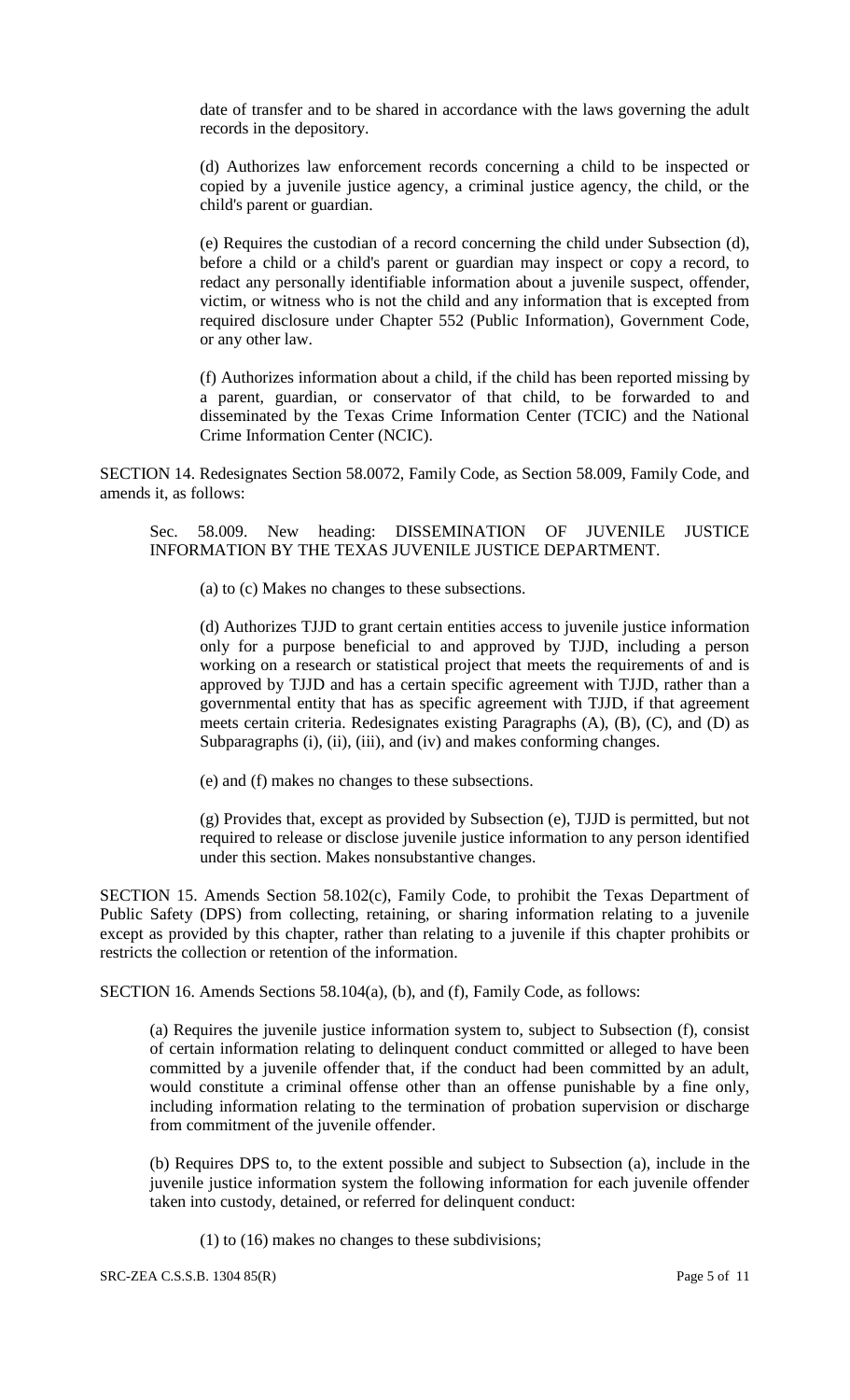date of transfer and to be shared in accordance with the laws governing the adult records in the depository.

(d) Authorizes law enforcement records concerning a child to be inspected or copied by a juvenile justice agency, a criminal justice agency, the child, or the child's parent or guardian.

(e) Requires the custodian of a record concerning the child under Subsection (d), before a child or a child's parent or guardian may inspect or copy a record, to redact any personally identifiable information about a juvenile suspect, offender, victim, or witness who is not the child and any information that is excepted from required disclosure under Chapter 552 (Public Information), Government Code, or any other law.

(f) Authorizes information about a child, if the child has been reported missing by a parent, guardian, or conservator of that child, to be forwarded to and disseminated by the Texas Crime Information Center (TCIC) and the National Crime Information Center (NCIC).

SECTION 14. Redesignates Section 58.0072, Family Code, as Section 58.009, Family Code, and amends it, as follows:

Sec. 58.009. New heading: DISSEMINATION OF JUVENILE JUSTICE INFORMATION BY THE TEXAS JUVENILE JUSTICE DEPARTMENT.

(a) to (c) Makes no changes to these subsections.

(d) Authorizes TJJD to grant certain entities access to juvenile justice information only for a purpose beneficial to and approved by TJJD, including a person working on a research or statistical project that meets the requirements of and is approved by TJJD and has a certain specific agreement with TJJD, rather than a governmental entity that has as specific agreement with TJJD, if that agreement meets certain criteria. Redesignates existing Paragraphs (A), (B), (C), and (D) as Subparagraphs (i), (ii), (iii), and (iv) and makes conforming changes.

(e) and (f) makes no changes to these subsections.

(g) Provides that, except as provided by Subsection (e), TJJD is permitted, but not required to release or disclose juvenile justice information to any person identified under this section. Makes nonsubstantive changes.

SECTION 15. Amends Section 58.102(c), Family Code, to prohibit the Texas Department of Public Safety (DPS) from collecting, retaining, or sharing information relating to a juvenile except as provided by this chapter, rather than relating to a juvenile if this chapter prohibits or restricts the collection or retention of the information.

SECTION 16. Amends Sections 58.104(a), (b), and (f), Family Code, as follows:

(a) Requires the juvenile justice information system to, subject to Subsection (f), consist of certain information relating to delinquent conduct committed or alleged to have been committed by a juvenile offender that, if the conduct had been committed by an adult, would constitute a criminal offense other than an offense punishable by a fine only, including information relating to the termination of probation supervision or discharge from commitment of the juvenile offender.

(b) Requires DPS to, to the extent possible and subject to Subsection (a), include in the juvenile justice information system the following information for each juvenile offender taken into custody, detained, or referred for delinquent conduct:

(1) to (16) makes no changes to these subdivisions;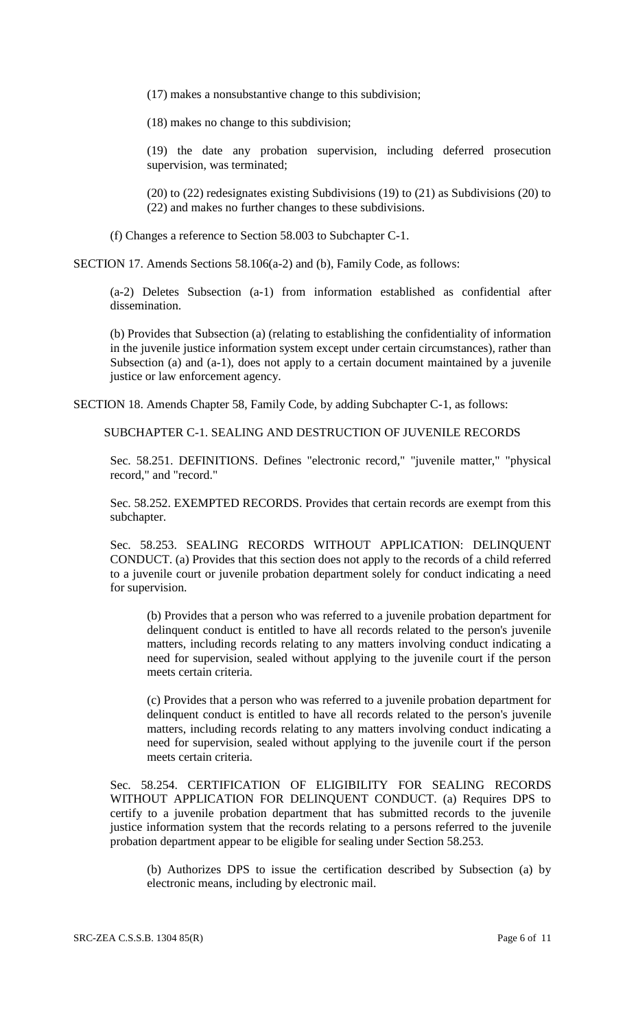(17) makes a nonsubstantive change to this subdivision;

(18) makes no change to this subdivision;

(19) the date any probation supervision, including deferred prosecution supervision, was terminated;

(20) to (22) redesignates existing Subdivisions (19) to (21) as Subdivisions (20) to (22) and makes no further changes to these subdivisions.

(f) Changes a reference to Section 58.003 to Subchapter C-1.

SECTION 17. Amends Sections 58.106(a-2) and (b), Family Code, as follows:

(a-2) Deletes Subsection (a-1) from information established as confidential after dissemination.

(b) Provides that Subsection (a) (relating to establishing the confidentiality of information in the juvenile justice information system except under certain circumstances), rather than Subsection (a) and (a-1), does not apply to a certain document maintained by a juvenile justice or law enforcement agency.

SECTION 18. Amends Chapter 58, Family Code, by adding Subchapter C-1, as follows:

SUBCHAPTER C-1. SEALING AND DESTRUCTION OF JUVENILE RECORDS

Sec. 58.251. DEFINITIONS. Defines "electronic record," "juvenile matter," "physical record," and "record."

Sec. 58.252. EXEMPTED RECORDS. Provides that certain records are exempt from this subchapter.

Sec. 58.253. SEALING RECORDS WITHOUT APPLICATION: DELINQUENT CONDUCT. (a) Provides that this section does not apply to the records of a child referred to a juvenile court or juvenile probation department solely for conduct indicating a need for supervision.

(b) Provides that a person who was referred to a juvenile probation department for delinquent conduct is entitled to have all records related to the person's juvenile matters, including records relating to any matters involving conduct indicating a need for supervision, sealed without applying to the juvenile court if the person meets certain criteria.

(c) Provides that a person who was referred to a juvenile probation department for delinquent conduct is entitled to have all records related to the person's juvenile matters, including records relating to any matters involving conduct indicating a need for supervision, sealed without applying to the juvenile court if the person meets certain criteria.

Sec. 58.254. CERTIFICATION OF ELIGIBILITY FOR SEALING RECORDS WITHOUT APPLICATION FOR DELINQUENT CONDUCT. (a) Requires DPS to certify to a juvenile probation department that has submitted records to the juvenile justice information system that the records relating to a persons referred to the juvenile probation department appear to be eligible for sealing under Section 58.253.

(b) Authorizes DPS to issue the certification described by Subsection (a) by electronic means, including by electronic mail.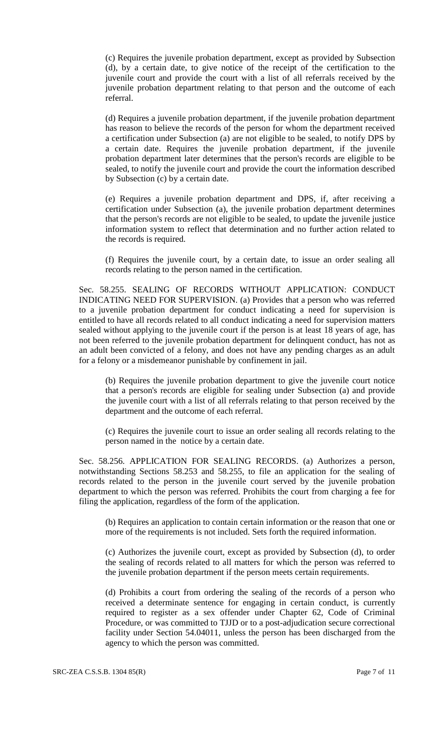(c) Requires the juvenile probation department, except as provided by Subsection (d), by a certain date, to give notice of the receipt of the certification to the juvenile court and provide the court with a list of all referrals received by the juvenile probation department relating to that person and the outcome of each referral.

(d) Requires a juvenile probation department, if the juvenile probation department has reason to believe the records of the person for whom the department received a certification under Subsection (a) are not eligible to be sealed, to notify DPS by a certain date. Requires the juvenile probation department, if the juvenile probation department later determines that the person's records are eligible to be sealed, to notify the juvenile court and provide the court the information described by Subsection (c) by a certain date.

(e) Requires a juvenile probation department and DPS, if, after receiving a certification under Subsection (a), the juvenile probation department determines that the person's records are not eligible to be sealed, to update the juvenile justice information system to reflect that determination and no further action related to the records is required.

(f) Requires the juvenile court, by a certain date, to issue an order sealing all records relating to the person named in the certification.

Sec. 58.255. SEALING OF RECORDS WITHOUT APPLICATION: CONDUCT INDICATING NEED FOR SUPERVISION. (a) Provides that a person who was referred to a juvenile probation department for conduct indicating a need for supervision is entitled to have all records related to all conduct indicating a need for supervision matters sealed without applying to the juvenile court if the person is at least 18 years of age, has not been referred to the juvenile probation department for delinquent conduct, has not as an adult been convicted of a felony, and does not have any pending charges as an adult for a felony or a misdemeanor punishable by confinement in jail.

(b) Requires the juvenile probation department to give the juvenile court notice that a person's records are eligible for sealing under Subsection (a) and provide the juvenile court with a list of all referrals relating to that person received by the department and the outcome of each referral.

(c) Requires the juvenile court to issue an order sealing all records relating to the person named in the notice by a certain date.

Sec. 58.256. APPLICATION FOR SEALING RECORDS. (a) Authorizes a person, notwithstanding Sections 58.253 and 58.255, to file an application for the sealing of records related to the person in the juvenile court served by the juvenile probation department to which the person was referred. Prohibits the court from charging a fee for filing the application, regardless of the form of the application.

(b) Requires an application to contain certain information or the reason that one or more of the requirements is not included. Sets forth the required information.

(c) Authorizes the juvenile court, except as provided by Subsection (d), to order the sealing of records related to all matters for which the person was referred to the juvenile probation department if the person meets certain requirements.

(d) Prohibits a court from ordering the sealing of the records of a person who received a determinate sentence for engaging in certain conduct, is currently required to register as a sex offender under Chapter 62, Code of Criminal Procedure, or was committed to TJJD or to a post-adjudication secure correctional facility under Section 54.04011, unless the person has been discharged from the agency to which the person was committed.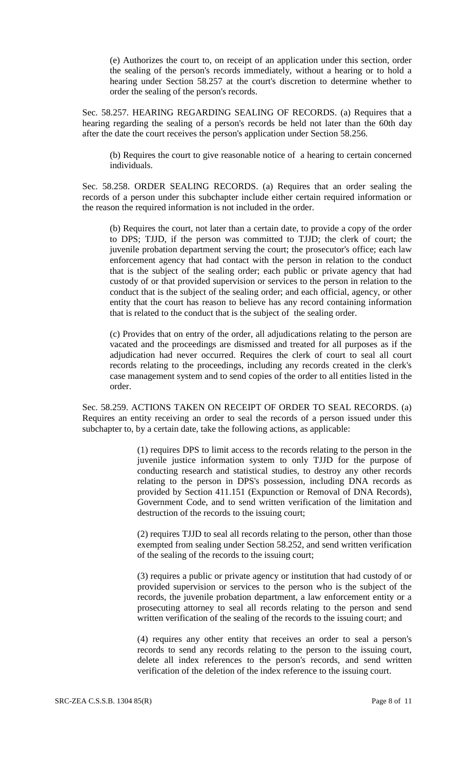(e) Authorizes the court to, on receipt of an application under this section, order the sealing of the person's records immediately, without a hearing or to hold a hearing under Section 58.257 at the court's discretion to determine whether to order the sealing of the person's records.

Sec. 58.257. HEARING REGARDING SEALING OF RECORDS. (a) Requires that a hearing regarding the sealing of a person's records be held not later than the 60th day after the date the court receives the person's application under Section 58.256.

(b) Requires the court to give reasonable notice of a hearing to certain concerned individuals.

Sec. 58.258. ORDER SEALING RECORDS. (a) Requires that an order sealing the records of a person under this subchapter include either certain required information or the reason the required information is not included in the order.

(b) Requires the court, not later than a certain date, to provide a copy of the order to DPS; TJJD, if the person was committed to TJJD; the clerk of court; the juvenile probation department serving the court; the prosecutor's office; each law enforcement agency that had contact with the person in relation to the conduct that is the subject of the sealing order; each public or private agency that had custody of or that provided supervision or services to the person in relation to the conduct that is the subject of the sealing order; and each official, agency, or other entity that the court has reason to believe has any record containing information that is related to the conduct that is the subject of the sealing order.

(c) Provides that on entry of the order, all adjudications relating to the person are vacated and the proceedings are dismissed and treated for all purposes as if the adjudication had never occurred. Requires the clerk of court to seal all court records relating to the proceedings, including any records created in the clerk's case management system and to send copies of the order to all entities listed in the order.

Sec. 58.259. ACTIONS TAKEN ON RECEIPT OF ORDER TO SEAL RECORDS. (a) Requires an entity receiving an order to seal the records of a person issued under this subchapter to, by a certain date, take the following actions, as applicable:

(1) requires DPS to limit access to the records relating to the person in the juvenile justice information system to only TJJD for the purpose of conducting research and statistical studies, to destroy any other records relating to the person in DPS's possession, including DNA records as provided by Section 411.151 (Expunction or Removal of DNA Records), Government Code, and to send written verification of the limitation and destruction of the records to the issuing court;

(2) requires TJJD to seal all records relating to the person, other than those exempted from sealing under Section 58.252, and send written verification of the sealing of the records to the issuing court;

(3) requires a public or private agency or institution that had custody of or provided supervision or services to the person who is the subject of the records, the juvenile probation department, a law enforcement entity or a prosecuting attorney to seal all records relating to the person and send written verification of the sealing of the records to the issuing court; and

(4) requires any other entity that receives an order to seal a person's records to send any records relating to the person to the issuing court, delete all index references to the person's records, and send written verification of the deletion of the index reference to the issuing court.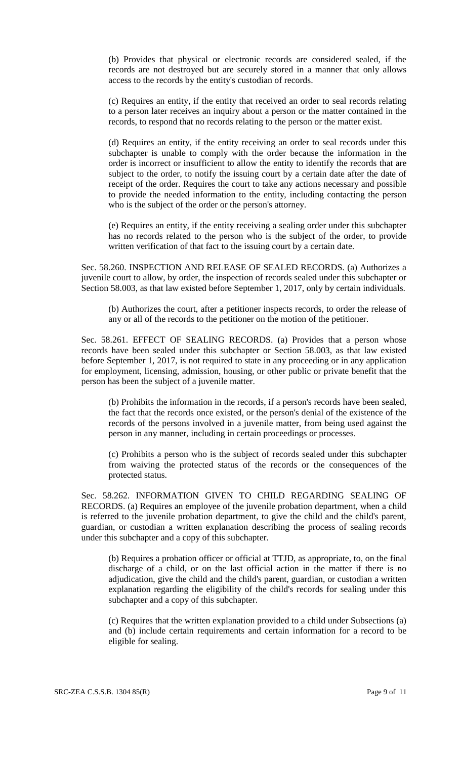(b) Provides that physical or electronic records are considered sealed, if the records are not destroyed but are securely stored in a manner that only allows access to the records by the entity's custodian of records.

(c) Requires an entity, if the entity that received an order to seal records relating to a person later receives an inquiry about a person or the matter contained in the records, to respond that no records relating to the person or the matter exist.

(d) Requires an entity, if the entity receiving an order to seal records under this subchapter is unable to comply with the order because the information in the order is incorrect or insufficient to allow the entity to identify the records that are subject to the order, to notify the issuing court by a certain date after the date of receipt of the order. Requires the court to take any actions necessary and possible to provide the needed information to the entity, including contacting the person who is the subject of the order or the person's attorney.

(e) Requires an entity, if the entity receiving a sealing order under this subchapter has no records related to the person who is the subject of the order, to provide written verification of that fact to the issuing court by a certain date.

Sec. 58.260. INSPECTION AND RELEASE OF SEALED RECORDS. (a) Authorizes a juvenile court to allow, by order, the inspection of records sealed under this subchapter or Section 58.003, as that law existed before September 1, 2017, only by certain individuals.

(b) Authorizes the court, after a petitioner inspects records, to order the release of any or all of the records to the petitioner on the motion of the petitioner.

Sec. 58.261. EFFECT OF SEALING RECORDS. (a) Provides that a person whose records have been sealed under this subchapter or Section 58.003, as that law existed before September 1, 2017, is not required to state in any proceeding or in any application for employment, licensing, admission, housing, or other public or private benefit that the person has been the subject of a juvenile matter.

(b) Prohibits the information in the records, if a person's records have been sealed, the fact that the records once existed, or the person's denial of the existence of the records of the persons involved in a juvenile matter, from being used against the person in any manner, including in certain proceedings or processes.

(c) Prohibits a person who is the subject of records sealed under this subchapter from waiving the protected status of the records or the consequences of the protected status.

Sec. 58.262. INFORMATION GIVEN TO CHILD REGARDING SEALING OF RECORDS. (a) Requires an employee of the juvenile probation department, when a child is referred to the juvenile probation department, to give the child and the child's parent, guardian, or custodian a written explanation describing the process of sealing records under this subchapter and a copy of this subchapter.

(b) Requires a probation officer or official at TTJD, as appropriate, to, on the final discharge of a child, or on the last official action in the matter if there is no adjudication, give the child and the child's parent, guardian, or custodian a written explanation regarding the eligibility of the child's records for sealing under this subchapter and a copy of this subchapter.

(c) Requires that the written explanation provided to a child under Subsections (a) and (b) include certain requirements and certain information for a record to be eligible for sealing.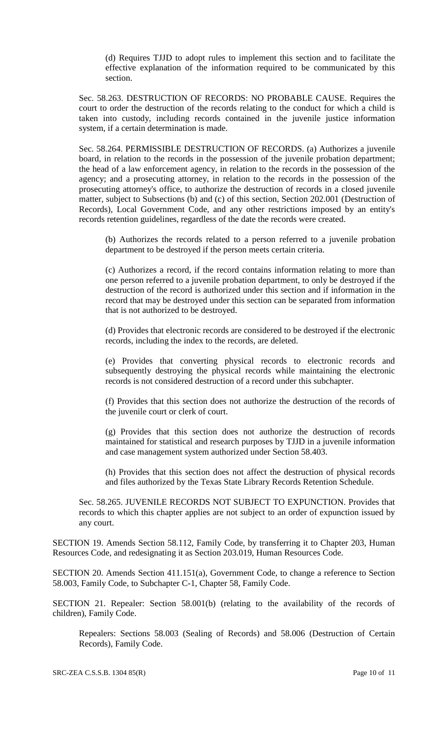(d) Requires TJJD to adopt rules to implement this section and to facilitate the effective explanation of the information required to be communicated by this section.

Sec. 58.263. DESTRUCTION OF RECORDS: NO PROBABLE CAUSE. Requires the court to order the destruction of the records relating to the conduct for which a child is taken into custody, including records contained in the juvenile justice information system, if a certain determination is made.

Sec. 58.264. PERMISSIBLE DESTRUCTION OF RECORDS. (a) Authorizes a juvenile board, in relation to the records in the possession of the juvenile probation department; the head of a law enforcement agency, in relation to the records in the possession of the agency; and a prosecuting attorney, in relation to the records in the possession of the prosecuting attorney's office, to authorize the destruction of records in a closed juvenile matter, subject to Subsections (b) and (c) of this section, Section 202.001 (Destruction of Records), Local Government Code, and any other restrictions imposed by an entity's records retention guidelines, regardless of the date the records were created.

(b) Authorizes the records related to a person referred to a juvenile probation department to be destroyed if the person meets certain criteria.

(c) Authorizes a record, if the record contains information relating to more than one person referred to a juvenile probation department, to only be destroyed if the destruction of the record is authorized under this section and if information in the record that may be destroyed under this section can be separated from information that is not authorized to be destroyed.

(d) Provides that electronic records are considered to be destroyed if the electronic records, including the index to the records, are deleted.

(e) Provides that converting physical records to electronic records and subsequently destroying the physical records while maintaining the electronic records is not considered destruction of a record under this subchapter.

(f) Provides that this section does not authorize the destruction of the records of the juvenile court or clerk of court.

(g) Provides that this section does not authorize the destruction of records maintained for statistical and research purposes by TJJD in a juvenile information and case management system authorized under Section 58.403.

(h) Provides that this section does not affect the destruction of physical records and files authorized by the Texas State Library Records Retention Schedule.

Sec. 58.265. JUVENILE RECORDS NOT SUBJECT TO EXPUNCTION. Provides that records to which this chapter applies are not subject to an order of expunction issued by any court.

SECTION 19. Amends Section 58.112, Family Code, by transferring it to Chapter 203, Human Resources Code, and redesignating it as Section 203.019, Human Resources Code.

SECTION 20. Amends Section 411.151(a), Government Code, to change a reference to Section 58.003, Family Code, to Subchapter C-1, Chapter 58, Family Code.

SECTION 21. Repealer: Section 58.001(b) (relating to the availability of the records of children), Family Code.

Repealers: Sections 58.003 (Sealing of Records) and 58.006 (Destruction of Certain Records), Family Code.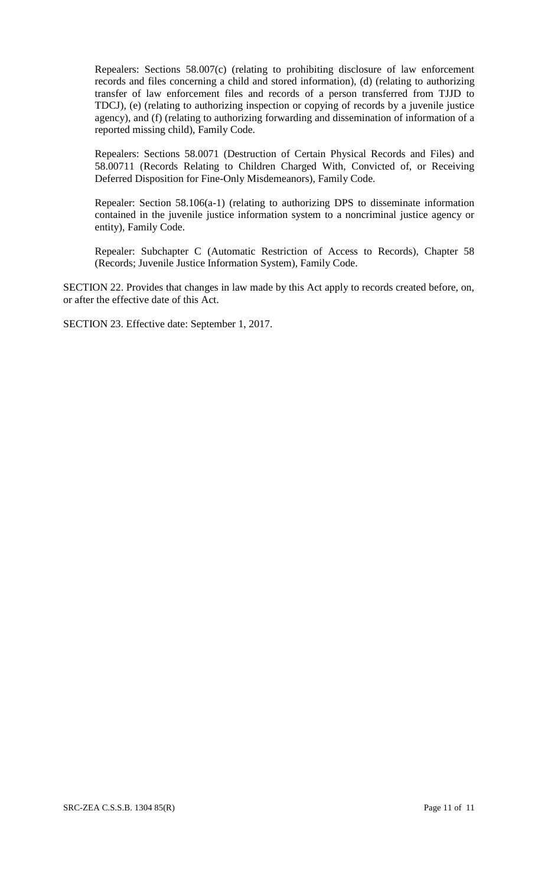Repealers: Sections 58.007(c) (relating to prohibiting disclosure of law enforcement records and files concerning a child and stored information), (d) (relating to authorizing transfer of law enforcement files and records of a person transferred from TJJD to TDCJ), (e) (relating to authorizing inspection or copying of records by a juvenile justice agency), and (f) (relating to authorizing forwarding and dissemination of information of a reported missing child), Family Code.

Repealers: Sections 58.0071 (Destruction of Certain Physical Records and Files) and 58.00711 (Records Relating to Children Charged With, Convicted of, or Receiving Deferred Disposition for Fine-Only Misdemeanors), Family Code.

Repealer: Section 58.106(a-1) (relating to authorizing DPS to disseminate information contained in the juvenile justice information system to a noncriminal justice agency or entity), Family Code.

Repealer: Subchapter C (Automatic Restriction of Access to Records), Chapter 58 (Records; Juvenile Justice Information System), Family Code.

SECTION 22. Provides that changes in law made by this Act apply to records created before, on, or after the effective date of this Act.

SECTION 23. Effective date: September 1, 2017.